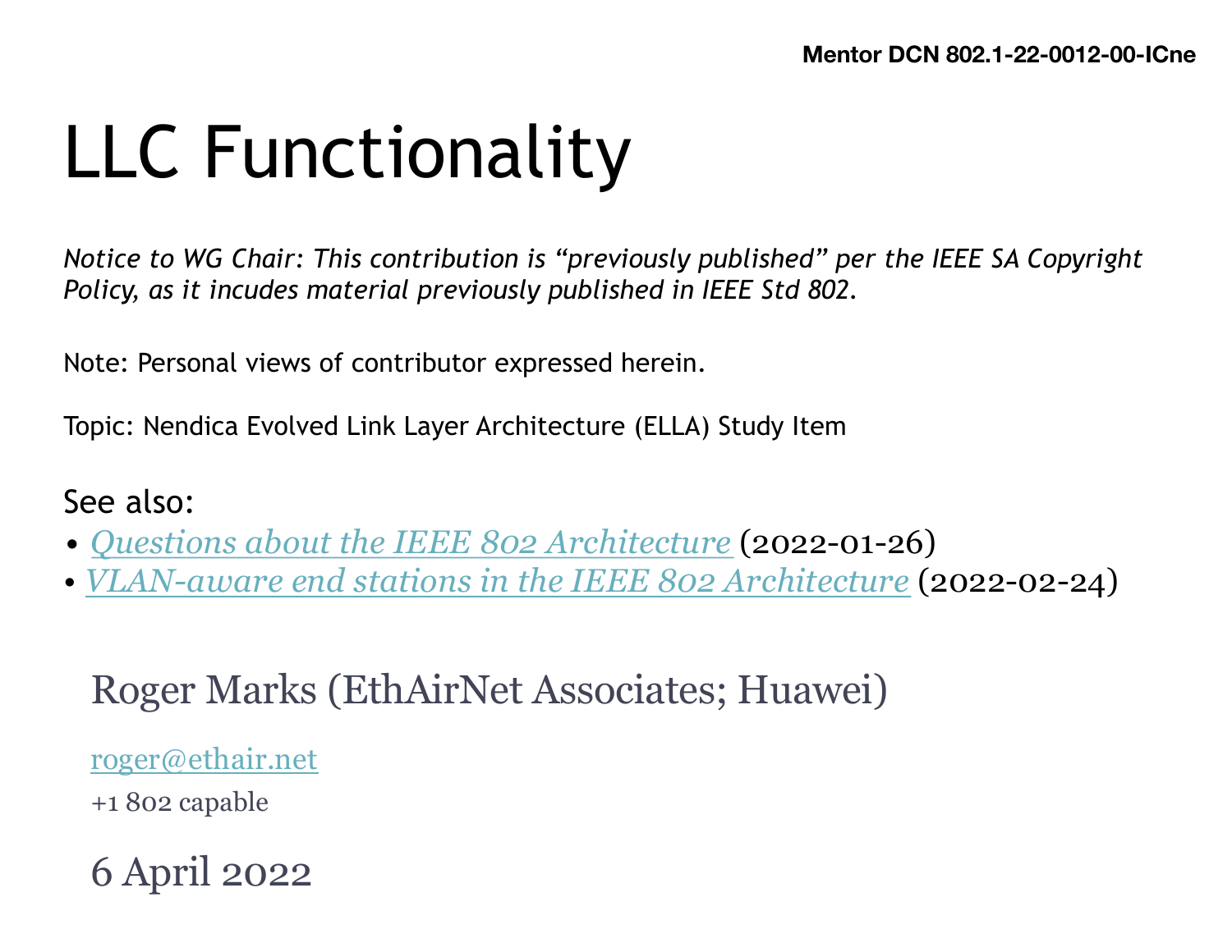Mentor DCN 802.1-22-0012-00-ICne

# LLC Functionality

*Notice to WG Chair: This contribution is "previously published" per the IEEE SA Copyright Policy, as it incudes material previously published in IEEE Std 802.*

Note: Personal views of contributor expressed herein.

Topic: Nendica Evolved Link Layer Architecture (ELLA) Study Item

See also:

- *Questions about the IEEE 802 Architecture* (2022-01-26)
- *VLAN-aware end stations in the IEEE 802 Architecture* (2022-02-24)

Roger Marks (EthAirNet Associates; Huawei)

roger@ethair.net

+1 802 capable

6 April 2022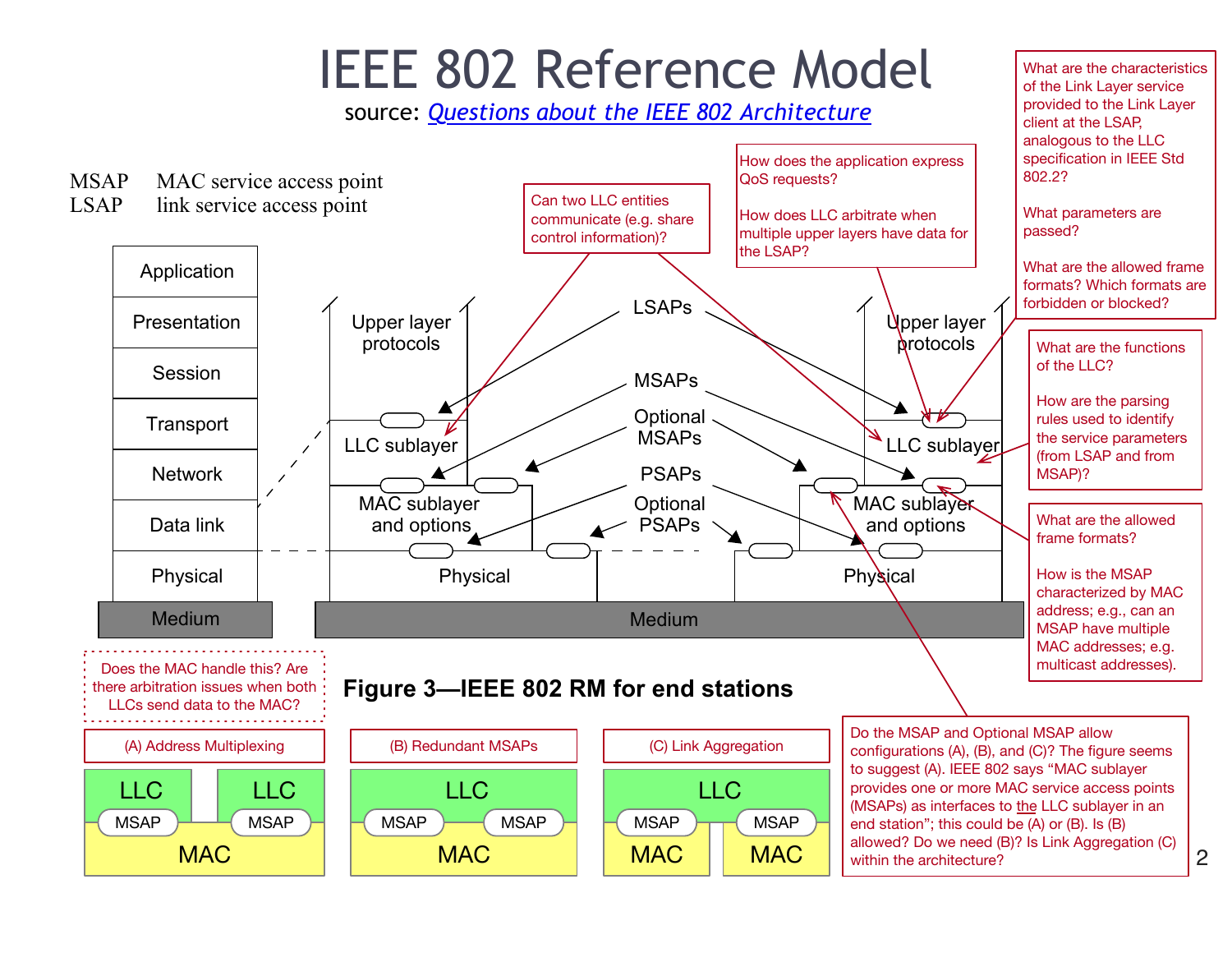# IEEE 802 Reference Model

source: [Questions about the IEEE 802 Architecture]()

MSAP MAC service access point
LSAP link service access point

Application
Presentation
Session
Transport
Network
Data link
Physical
Medium

Upper layer protocols
LSAPs
Upper layer protocols
LLC sublayer
MSAPs
LLC sublayer
Optional MSAPs
MAC sublayer and options
PSAPs
MAC sublayer and options
Optional PSAPs
Physical
Physical
Medium

**Figure 3—IEEE 802 RM for end stations**

Can two LLC entities communicate (e.g. share control information)?

How does the application express QoS requests?

How does LLC arbitrate when multiple upper layers have data for the LSAP?

What are the characteristics of the Link Layer service provided to the Link Layer client at the LSAP, analogous to the LLC specification in IEEE Std 802.2?

What parameters are passed?

What are the allowed frame formats? Which formats are forbidden or blocked?

What are the functions of the LLC?

How are the parsing rules used to identify the service parameters (from LSAP and from MSAP)?

What are the allowed frame formats?

How is the MSAP characterized by MAC address; e.g., can an MSAP have multiple MAC addresses; e.g. multicast addresses).

Does the MAC handle this? Are there arbitration issues when both LLCs send data to the MAC?

(A) Address Multiplexing

LLC | LLC
MSAP | MSAP
MAC

(B) Redundant MSAPs

LLC
MSAP | MSAP
MAC

(C) Link Aggregation

LLC
MSAP | MSAP
MAC | MAC

Do the MSAP and Optional MSAP allow configurations (A), (B), and (C)? The figure seems to suggest (A). IEEE 802 says "MAC sublayer provides one or more MAC service access points (MSAPs) as interfaces to the LLC sublayer in an end station"; this could be (A) or (B). Is (B) allowed? Do we need (B)? Is Link Aggregation (C) within the architecture?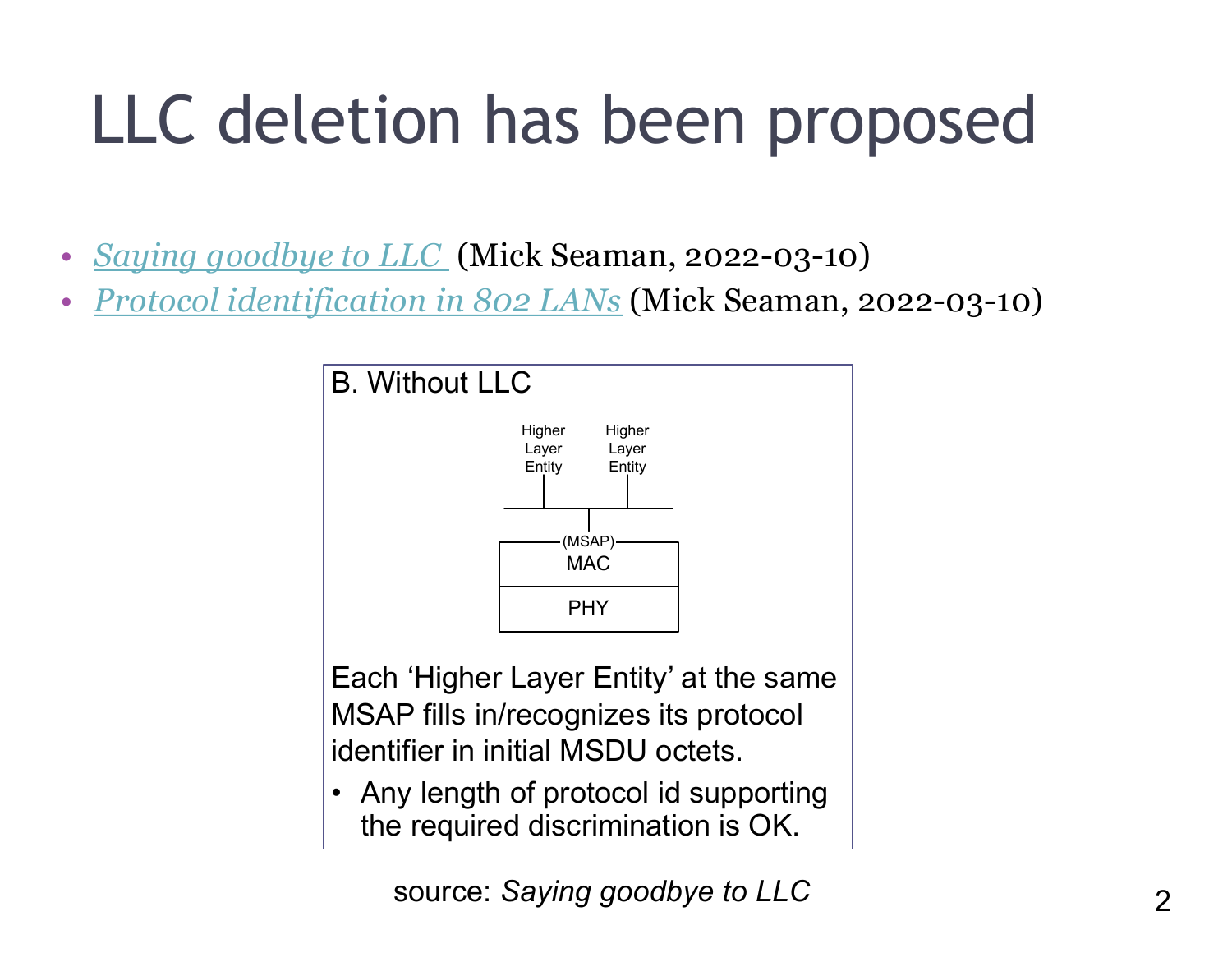# LLC deletion has been proposed

- [*Saying goodbye to LLC*](#) (Mick Seaman, 2022-03-10)
- [*Protocol identification in 802 LANs*](#) (Mick Seaman, 2022-03-10)

**B. Without LLC**

Higher Layer Entity | Higher Layer Entity

(MSAP)

MAC

PHY

Each 'Higher Layer Entity' at the same MSAP fills in/recognizes its protocol identifier in initial MSDU octets.

- Any length of protocol id supporting the required discrimination is OK.

source: *Saying goodbye to LLC*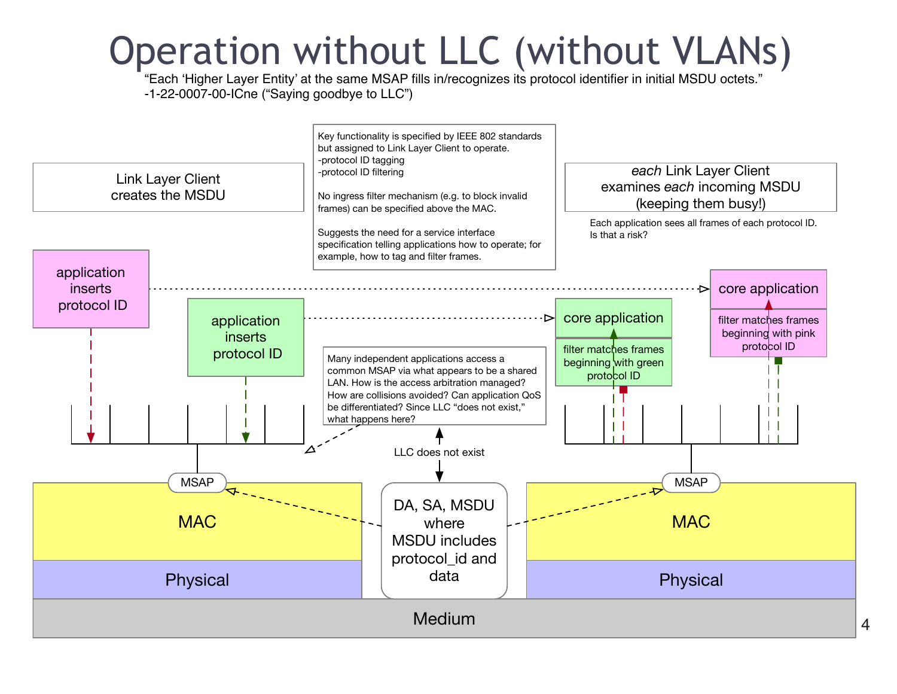# Operation without LLC (without VLANs)

"Each 'Higher Layer Entity' at the same MSAP fills in/recognizes its protocol identifier in initial MSDU octets."
-1-22-0007-00-ICne ("Saying goodbye to LLC")

Link Layer Client creates the MSDU

Key functionality is specified by IEEE 802 standards but assigned to Link Layer Client to operate.
-protocol ID tagging
-protocol ID filtering

No ingress filter mechanism (e.g. to block invalid frames) can be specified above the MAC.

Suggests the need for a service interface specification telling applications how to operate; for example, how to tag and filter frames.

*each* Link Layer Client examines *each* incoming MSDU (keeping them busy!)

Each application sees all frames of each protocol ID. Is that a risk?

application inserts protocol ID

application inserts protocol ID

core application

filter matches frames beginning with green protocol ID

core application

filter matches frames beginning with pink protocol ID

Many independent applications access a common MSAP via what appears to be a shared LAN. How is the access arbitration managed? How are collisions avoided? Can application QoS be differentiated? Since LLC "does not exist," what happens here?

LLC does not exist

MSAP

MSAP

MAC

MAC

DA, SA, MSDU where MSDU includes protocol_id and data

Physical

Physical

Medium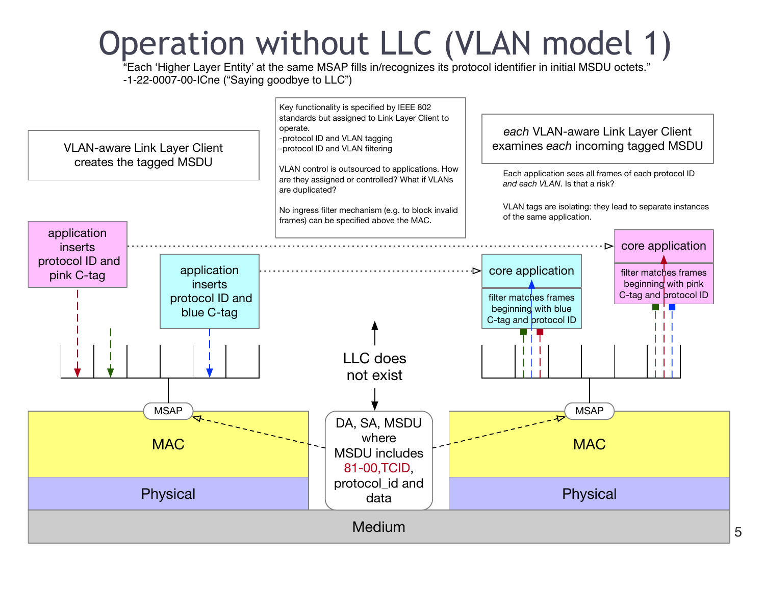# Operation without LLC (VLAN model 1)

"Each 'Higher Layer Entity' at the same MSAP fills in/recognizes its protocol identifier in initial MSDU octets."
-1-22-0007-00-ICne ("Saying goodbye to LLC")

VLAN-aware Link Layer Client creates the tagged MSDU

Key functionality is specified by IEEE 802 standards but assigned to Link Layer Client to operate.
-protocol ID and VLAN tagging
-protocol ID and VLAN filtering

VLAN control is outsourced to applications. How are they assigned or controlled? What if VLANs are duplicated?

No ingress filter mechanism (e.g. to block invalid frames) can be specified above the MAC.

*each* VLAN-aware Link Layer Client examines *each* incoming tagged MSDU

Each application sees all frames of each protocol ID *and each VLAN*. Is that a risk?

VLAN tags are isolating: they lead to separate instances of the same application.

application inserts protocol ID and pink C-tag

application inserts protocol ID and blue C-tag

core application

filter matches frames beginning with blue C-tag and protocol ID

core application

filter matches frames beginning with pink C-tag and protocol ID

LLC does not exist

MSAP

MAC

Physical

DA, SA, MSDU where MSDU includes 81-00,TCID, protocol_id and data

MSAP

MAC

Physical

Medium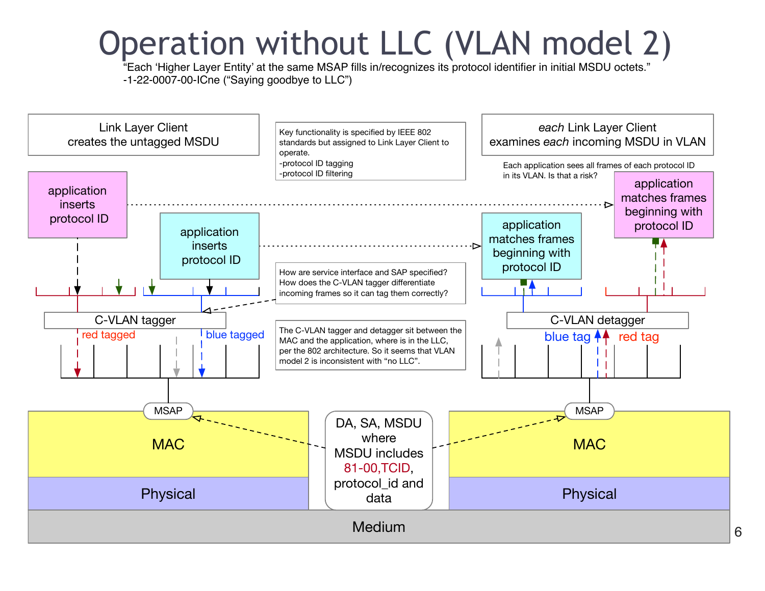# Operation without LLC (VLAN model 2)

"Each 'Higher Layer Entity' at the same MSAP fills in/recognizes its protocol identifier in initial MSDU octets."
-1-22-0007-00-ICne ("Saying goodbye to LLC")

Link Layer Client creates the untagged MSDU

Key functionality is specified by IEEE 802 standards but assigned to Link Layer Client to operate.
- protocol ID tagging
- protocol ID filtering

*each* Link Layer Client examines *each* incoming MSDU in VLAN

Each application sees all frames of each protocol ID in its VLAN. Is that a risk?

application inserts protocol ID

application inserts protocol ID

application matches frames beginning with protocol ID

application matches frames beginning with protocol ID

How are service interface and SAP specified? How does the C-VLAN tagger differentiate incoming frames so it can tag them correctly?

C-VLAN tagger

red tagged

blue tagged

C-VLAN detagger

blue tag

red tag

The C-VLAN tagger and detagger sit between the MAC and the application, where is in the LLC, per the 802 architecture. So it seems that VLAN model 2 is inconsistent with "no LLC".

MSAP

MSAP

MAC

MAC

DA, SA, MSDU where MSDU includes 81-00,TCID, protocol_id and data

Physical

Physical

Medium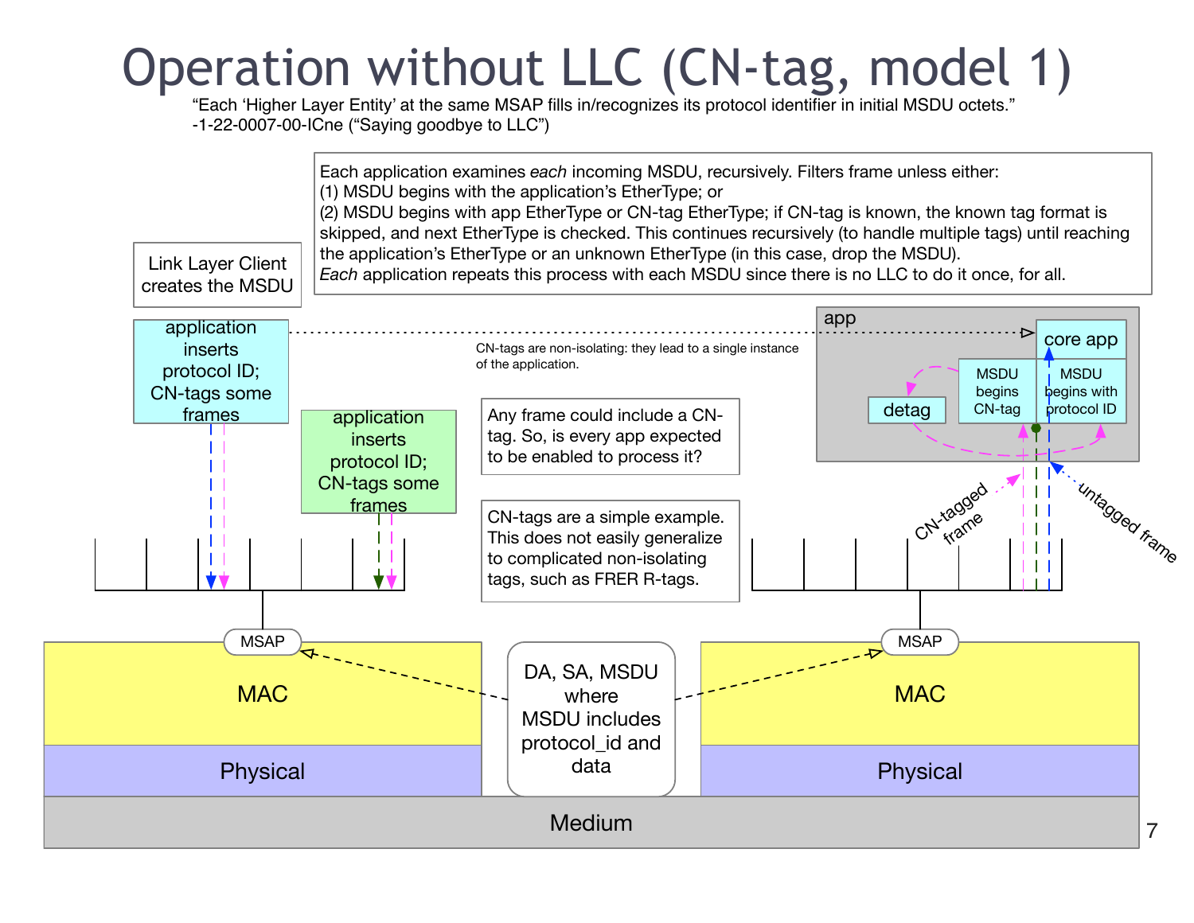# Operation without LLC (CN-tag, model 1)

"Each 'Higher Layer Entity' at the same MSAP fills in/recognizes its protocol identifier in initial MSDU octets."
-1-22-0007-00-ICne ("Saying goodbye to LLC")

Each application examines *each* incoming MSDU, recursively. Filters frame unless either:
(1) MSDU begins with the application's EtherType; or
(2) MSDU begins with app EtherType or CN-tag EtherType; if CN-tag is known, the known tag format is skipped, and next EtherType is checked. This continues recursively (to handle multiple tags) until reaching the application's EtherType or an unknown EtherType (in this case, drop the MSDU).
*Each* application repeats this process with each MSDU since there is no LLC to do it once, for all.

Link Layer Client creates the MSDU

application inserts protocol ID; CN-tags some frames

application inserts protocol ID; CN-tags some frames

CN-tags are non-isolating: they lead to a single instance of the application.

app

core app

detag

MSDU begins CN-tag

MSDU begins with protocol ID

CN-tagged frame

untagged frame

Any frame could include a CN-tag. So, is every app expected to be enabled to process it?

CN-tags are a simple example. This does not easily generalize to complicated non-isolating tags, such as FRER R-tags.

MSAP

MAC

Physical

DA, SA, MSDU where MSDU includes protocol_id and data

MSAP

MAC

Physical

Medium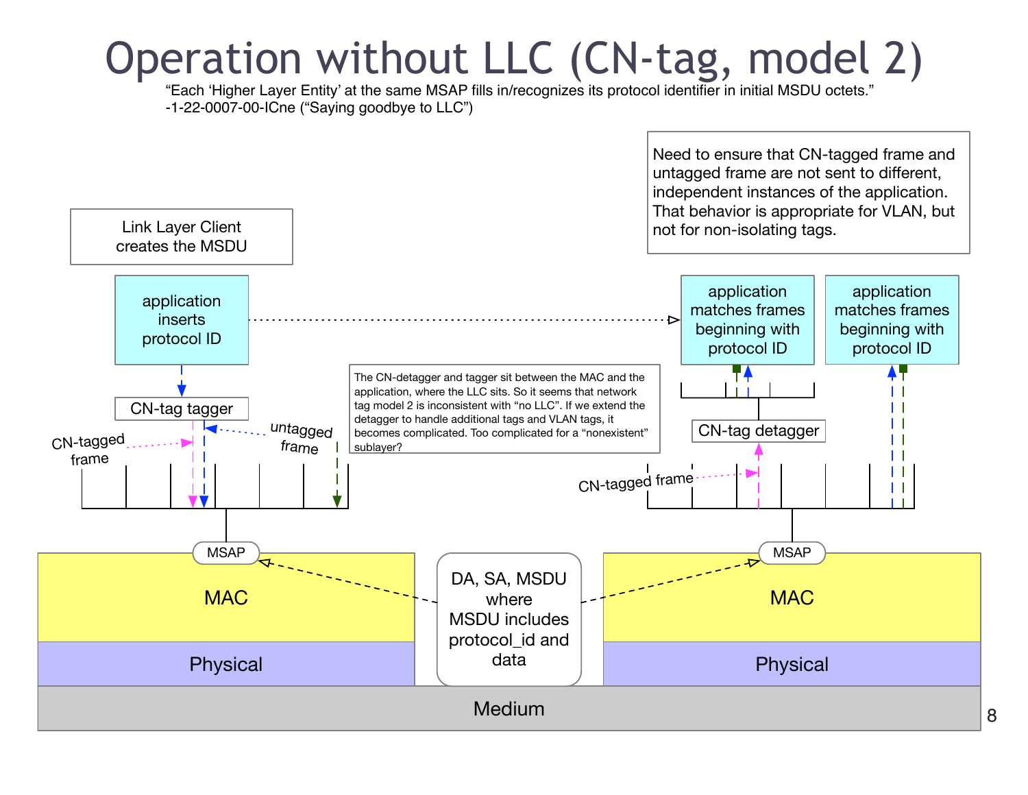# Operation without LLC (CN-tag, model 2)

"Each 'Higher Layer Entity' at the same MSAP fills in/recognizes its protocol identifier in initial MSDU octets."
-1-22-0007-00-ICne ("Saying goodbye to LLC")

Need to ensure that CN-tagged frame and untagged frame are not sent to different, independent instances of the application. That behavior is appropriate for VLAN, but not for non-isolating tags.

Link Layer Client creates the MSDU

application inserts protocol ID

application matches frames beginning with protocol ID

application matches frames beginning with protocol ID

CN-tag tagger

CN-tagged frame

untagged frame

The CN-detagger and tagger sit between the MAC and the application, where the LLC sits. So it seems that network tag model 2 is inconsistent with "no LLC". If we extend the detagger to handle additional tags and VLAN tags, it becomes complicated. Too complicated for a "nonexistent" sublayer?

CN-tag detagger

CN-tagged frame

MSAP

MAC

Physical

DA, SA, MSDU where MSDU includes protocol_id and data

MSAP

MAC

Physical

Medium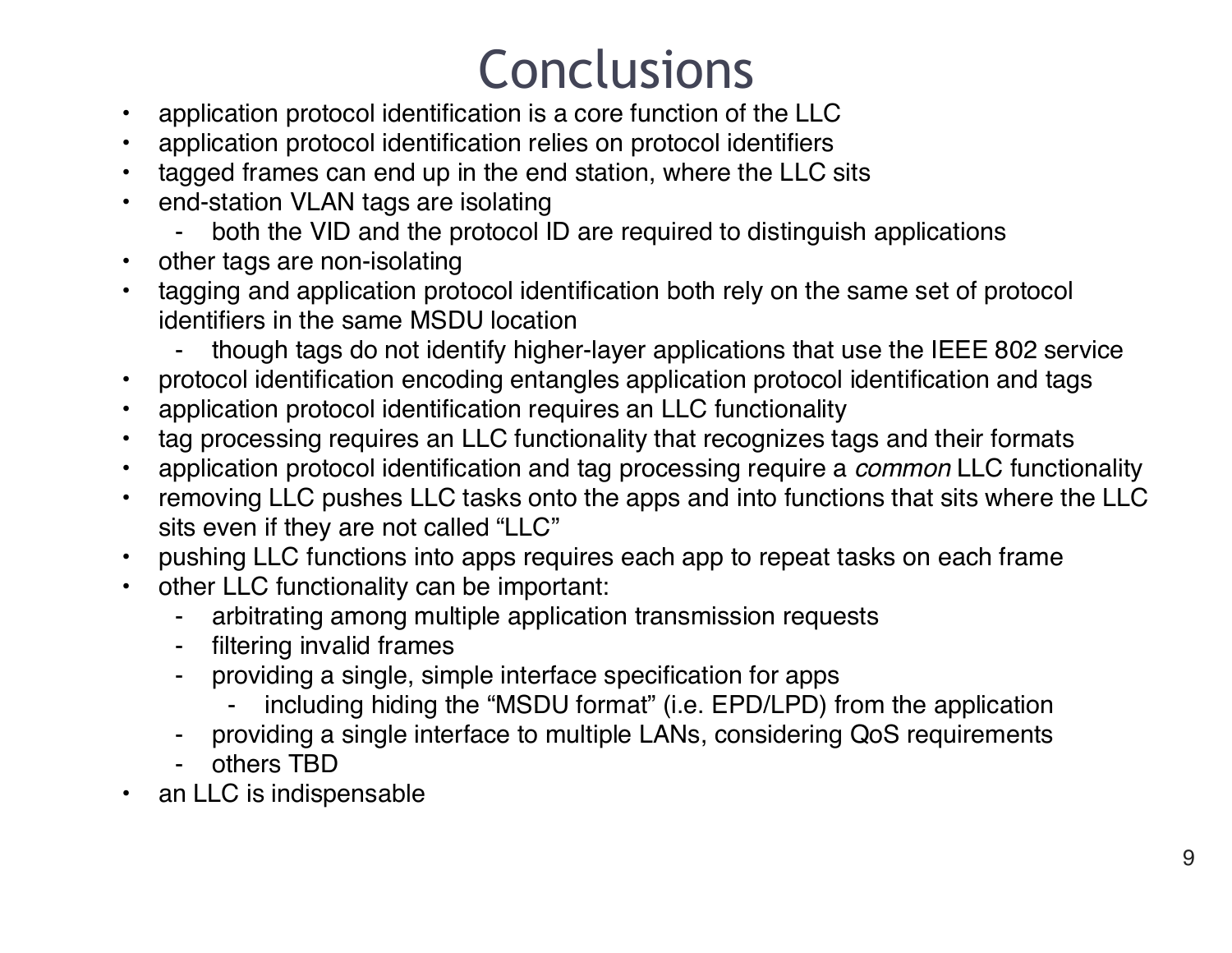# Conclusions

- application protocol identification is a core function of the LLC
- application protocol identification relies on protocol identifiers
- tagged frames can end up in the end station, where the LLC sits
- end-station VLAN tags are isolating
  - both the VID and the protocol ID are required to distinguish applications
- other tags are non-isolating
- tagging and application protocol identification both rely on the same set of protocol identifiers in the same MSDU location
  - though tags do not identify higher-layer applications that use the IEEE 802 service
- protocol identification encoding entangles application protocol identification and tags
- application protocol identification requires an LLC functionality
- tag processing requires an LLC functionality that recognizes tags and their formats
- application protocol identification and tag processing require a *common* LLC functionality
- removing LLC pushes LLC tasks onto the apps and into functions that sits where the LLC sits even if they are not called "LLC"
- pushing LLC functions into apps requires each app to repeat tasks on each frame
- other LLC functionality can be important:
  - arbitrating among multiple application transmission requests
  - filtering invalid frames
  - providing a single, simple interface specification for apps
    - including hiding the "MSDU format" (i.e. EPD/LPD) from the application
  - providing a single interface to multiple LANs, considering QoS requirements
  - others TBD
- an LLC is indispensable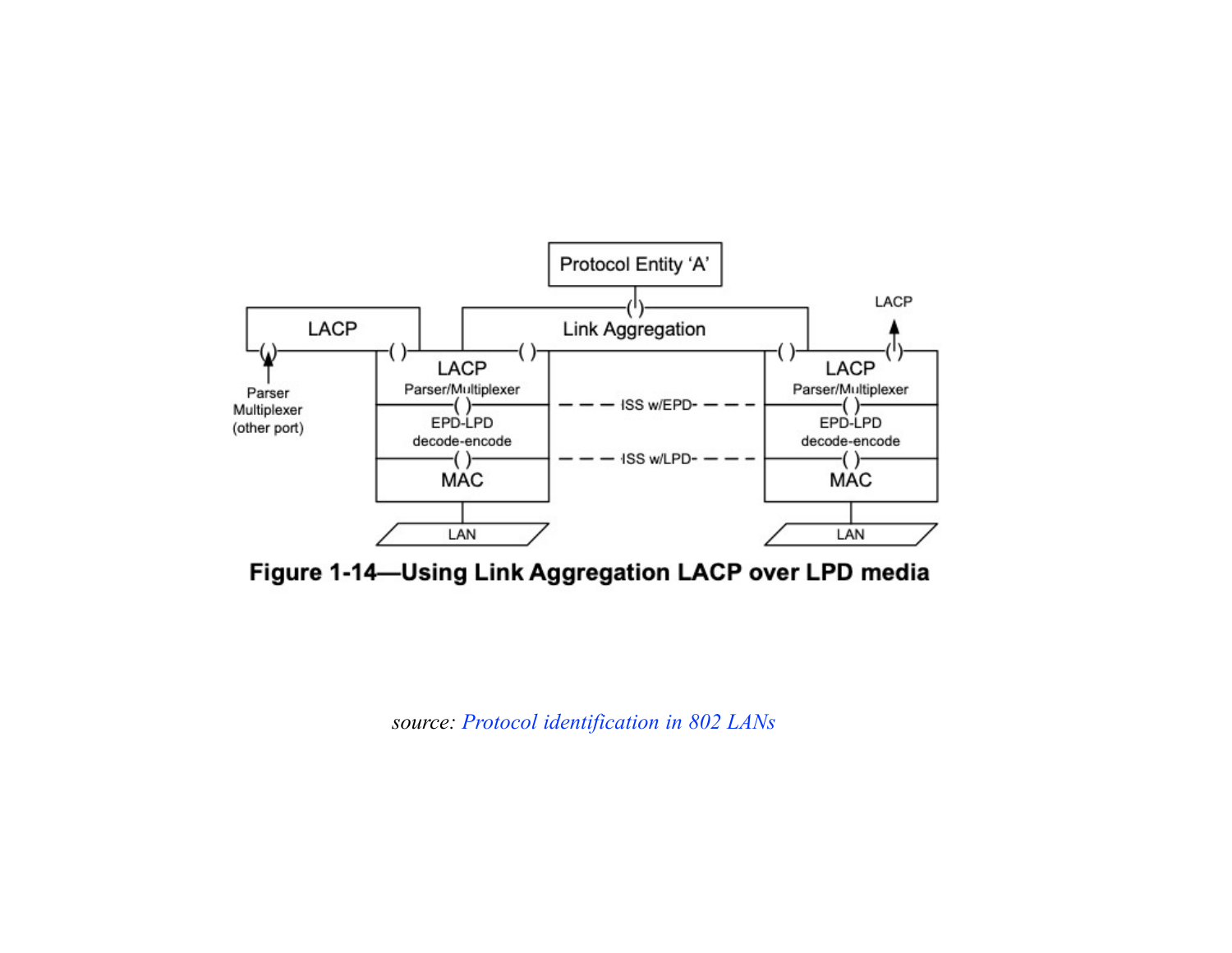Protocol Entity 'A'

Link Aggregation

LACP

LACP

Parser/Multiplexer

EPD-LPD

decode-encode

MAC

LAN

Parser

Multiplexer

(other port)

ISS w/EPD-

ISS w/LPD-

LACP

LACP

Parser/Multiplexer

EPD-LPD

decode-encode

MAC

LAN

**Figure 1-14—Using Link Aggregation LACP over LPD media**

*source: Protocol identification in 802 LANs*